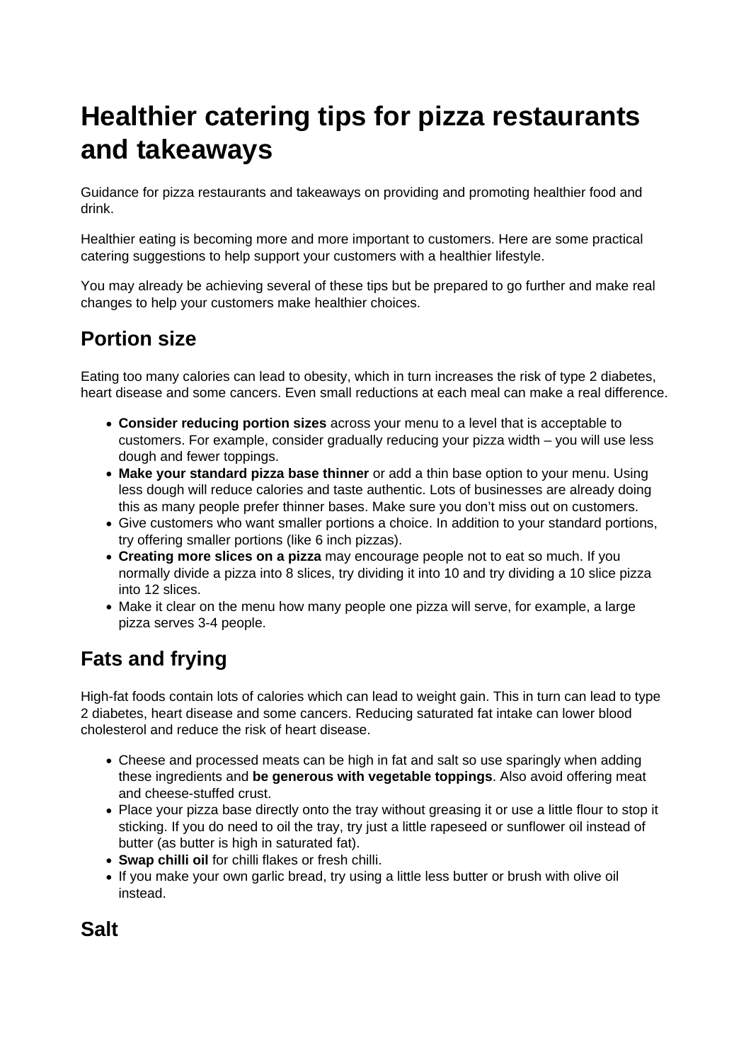# Healthier catering tips for pizza restaurants and takeaways

Guidance for pizza restaurants and takeaways on providing and promoting healthier food and drink.

Healthier eating is becoming more and more important to customers. Here are some practical catering suggestions to help support your customers with a healthier lifestyle.

You may already be achieving several of these tips but be prepared to go further and make real changes to help your customers make healthier choices.

## Portion size

Eating too many calories can lead to obesity, which in turn increases the risk of type 2 diabetes, heart disease and some cancers. Even small reductions at each meal can make a real difference.

- **Consider reducing portion sizes** across your menu to a level that is acceptable to customers. For example, consider gradually reducing your pizza width – you will use less dough and fewer toppings.
- **Make your standard pizza base thinner** or add a thin base option to your menu. Using less dough will reduce calories and taste authentic. Lots of businesses are already doing this as many people prefer thinner bases. Make sure you don't miss out on customers.
- Give customers who want smaller portions a choice. In addition to your standard portions, try offering smaller portions (like 6 inch pizzas).
- **Creating more slices on a pizza** may encourage people not to eat so much. If you normally divide a pizza into 8 slices, try dividing it into 10 and try dividing a 10 slice pizza into 12 slices.
- Make it clear on the menu how many people one pizza will serve, for example, a large pizza serves 3-4 people.

## Fats and frying

High-fat foods contain lots of calories which can lead to weight gain. This in turn can lead to type 2 diabetes, heart disease and some cancers. Reducing saturated fat intake can lower blood cholesterol and reduce the risk of heart disease.

- Cheese and processed meats can be high in fat and salt so use sparingly when adding these ingredients and **be generous with vegetable toppings**. Also avoid offering meat and cheese-stuffed crust.
- Place your pizza base directly onto the tray without greasing it or use a little flour to stop it sticking. If you do need to oil the tray, try just a little rapeseed or sunflower oil instead of butter (as butter is high in saturated fat).
- **Swap chilli oil** for chilli flakes or fresh chilli.
- If you make your own garlic bread, try using a little less butter or brush with olive oil instead.

## Salt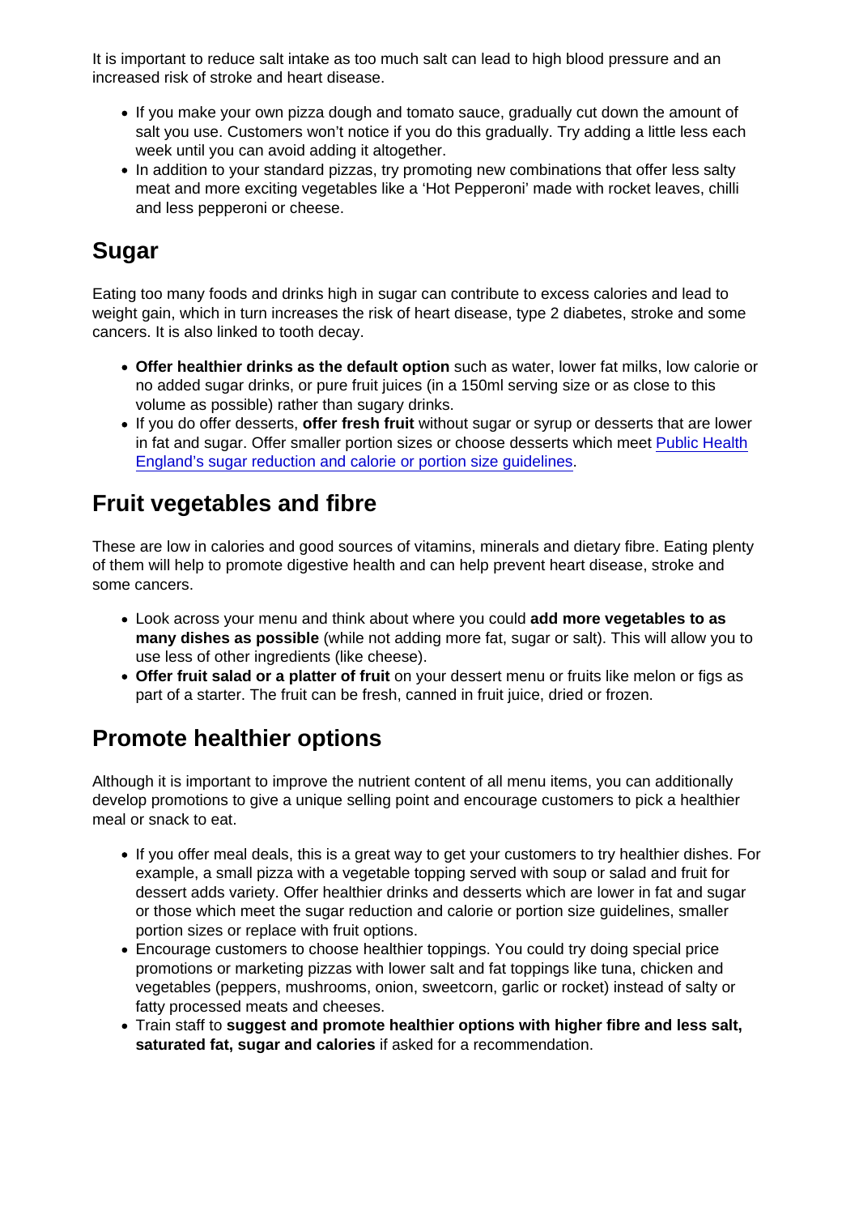It is important to reduce salt intake as too much salt can lead to high blood pressure and an increased risk of stroke and heart disease.

- If you make your own pizza dough and tomato sauce, gradually cut down the amount of salt you use. Customers won't notice if you do this gradually. Try adding a little less each week until you can avoid adding it altogether.
- In addition to your standard pizzas, try promoting new combinations that offer less salty meat and more exciting vegetables like a 'Hot Pepperoni' made with rocket leaves, chilli and less pepperoni or cheese.

## Sugar

Eating too many foods and drinks high in sugar can contribute to excess calories and lead to weight gain, which in turn increases the risk of heart disease, type 2 diabetes, stroke and some cancers. It is also linked to tooth decay.

- **Offer healthier drinks as the default option** such as water, lower fat milks, low calorie or no added sugar drinks, or pure fruit juices (in a 150ml serving size or as close to this volume as possible) rather than sugary drinks.
- If you do offer desserts, **offer fresh fruit** without sugar or syrup or desserts that are lower in fat and sugar. Offer smaller portion sizes or choose desserts which meet Public Health England's sugar reduction and calorie or portion size guidelines.

## Fruit vegetables and fibre

These are low in calories and good sources of vitamins, minerals and dietary fibre. Eating plenty of them will help to promote digestive health and can help prevent heart disease, stroke and some cancers.

- Look across your menu and think about where you could **add more vegetables to as many dishes as possible** (while not adding more fat, sugar or salt). This will allow you to use less of other ingredients (like cheese).
- **Offer fruit salad or a platter of fruit** on your dessert menu or fruits like melon or figs as part of a starter. The fruit can be fresh, canned in fruit juice, dried or frozen.

## Promote healthier options

Although it is important to improve the nutrient content of all menu items, you can additionally develop promotions to give a unique selling point and encourage customers to pick a healthier meal or snack to eat.

- If you offer meal deals, this is a great way to get your customers to try healthier dishes. For example, a small pizza with a vegetable topping served with soup or salad and fruit for dessert adds variety. Offer healthier drinks and desserts which are lower in fat and sugar or those which meet the sugar reduction and calorie or portion size guidelines, smaller portion sizes or replace with fruit options.
- Encourage customers to choose healthier toppings. You could try doing special price promotions or marketing pizzas with lower salt and fat toppings like tuna, chicken and vegetables (peppers, mushrooms, onion, sweetcorn, garlic or rocket) instead of salty or fatty processed meats and cheeses.
- Train staff to **suggest and promote healthier options with higher fibre and less salt, saturated fat, sugar and calories** if asked for a recommendation.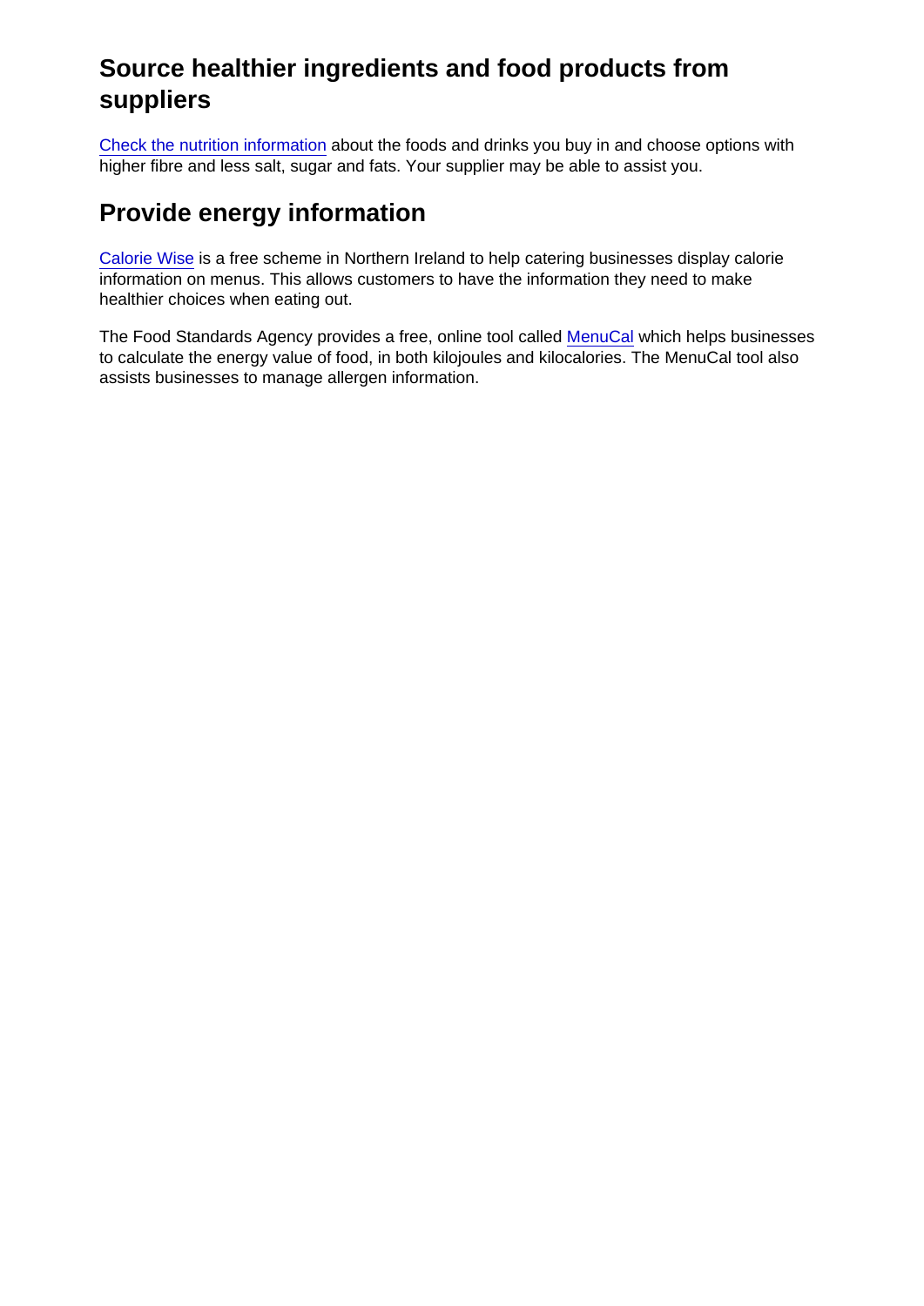## Source healthier ingredients and food products from suppliers

Check the nutrition information about the foods and drinks you buy in and choose options with higher fibre and less salt, sugar and fats. Your supplier may be able to assist you.

## Provide energy information

Calorie Wise is a free scheme in Northern Ireland to help catering businesses display calorie information on menus. This allows customers to have the information they need to make healthier choices when eating out.

The Food Standards Agency provides a free, online tool called MenuCal which helps businesses to calculate the energy value of food, in both kilojoules and kilocalories. The MenuCal tool also assists businesses to manage allergen information.